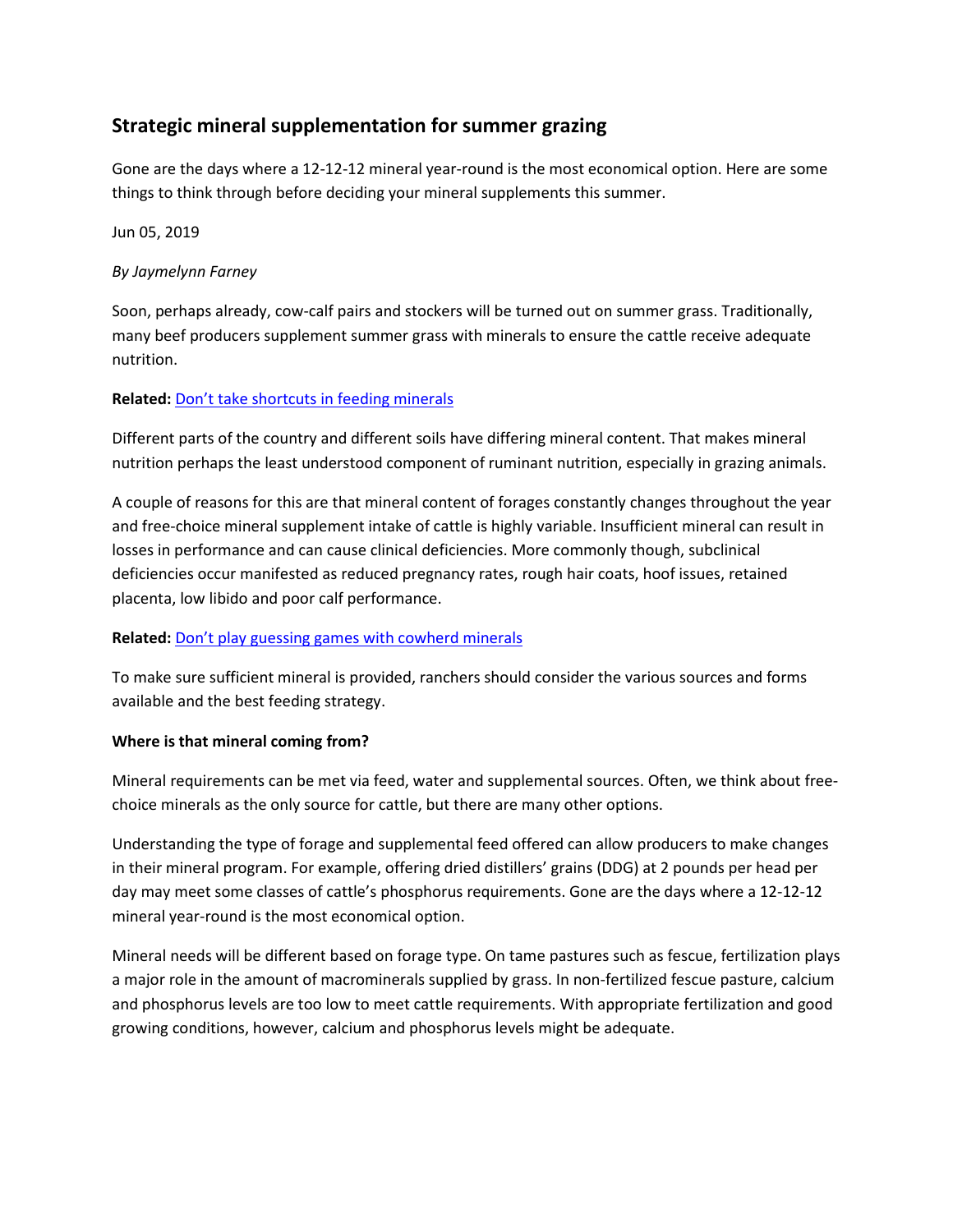## Strategic mineral supplementation for summer grazing

Gone are the days where a 12-12-12 mineral year-round is the most economical option. Here are some things to think through before deciding your mineral supplements this summer.

Jun 05, 2019

*By Jaymelynn Farney*

Soon, perhaps already, cow-calf pairs and stockers will be turned out on summer grass. Traditionally, many beef producers supplement summer grass with minerals to ensure the cattle receive adequate nutrition.

**Related:** Don't take shortcuts in feeding minerals

Different parts of the country and different soils have differing mineral content. That makes mineral nutrition perhaps the least understood component of ruminant nutrition, especially in grazing animals.

A couple of reasons for this are that mineral content of forages constantly changes throughout the year and free-choice mineral supplement intake of cattle is highly variable. Insufficient mineral can result in losses in performance and can cause clinical deficiencies. More commonly though, subclinical deficiencies occur manifested as reduced pregnancy rates, rough hair coats, hoof issues, retained placenta, low libido and poor calf performance.

**Related:** Don't play guessing games with cowherd minerals

To make sure sufficient mineral is provided, ranchers should consider the various sources and forms available and the best feeding strategy.

**Where is that mineral coming from?**

Mineral requirements can be met via feed, water and supplemental sources. Often, we think about free-choice minerals as the only source for cattle, but there are many other options.

Understanding the type of forage and supplemental feed offered can allow producers to make changes in their mineral program. For example, offering dried distillers' grains (DDG) at 2 pounds per head per day may meet some classes of cattle's phosphorus requirements. Gone are the days where a 12-12-12 mineral year-round is the most economical option.

Mineral needs will be different based on forage type. On tame pastures such as fescue, fertilization plays a major role in the amount of macrominerals supplied by grass. In non-fertilized fescue pasture, calcium and phosphorus levels are too low to meet cattle requirements. With appropriate fertilization and good growing conditions, however, calcium and phosphorus levels might be adequate.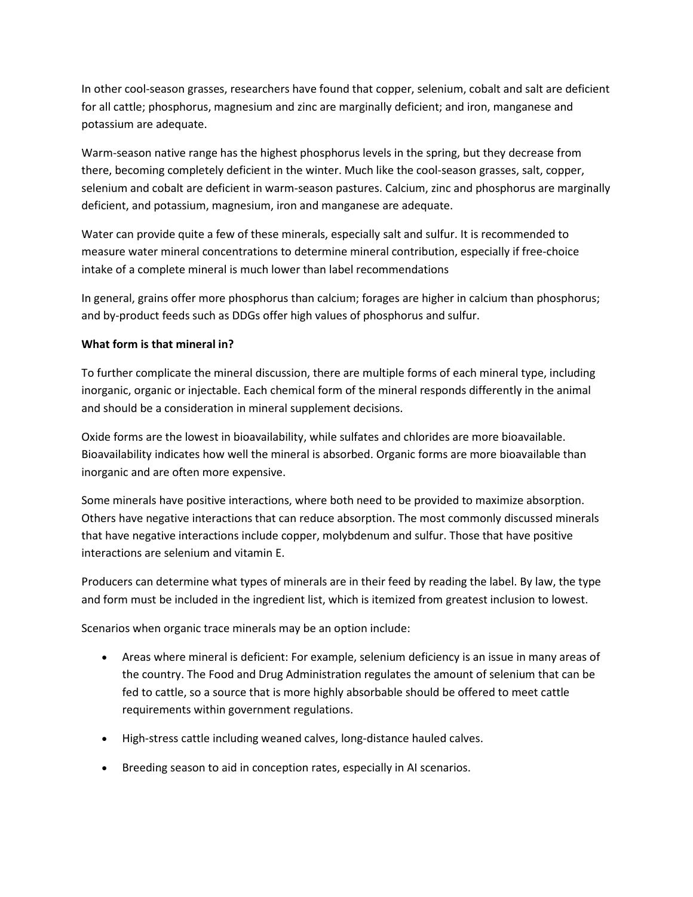In other cool-season grasses, researchers have found that copper, selenium, cobalt and salt are deficient for all cattle; phosphorus, magnesium and zinc are marginally deficient; and iron, manganese and potassium are adequate.

Warm-season native range has the highest phosphorus levels in the spring, but they decrease from there, becoming completely deficient in the winter. Much like the cool-season grasses, salt, copper, selenium and cobalt are deficient in warm-season pastures. Calcium, zinc and phosphorus are marginally deficient, and potassium, magnesium, iron and manganese are adequate.

Water can provide quite a few of these minerals, especially salt and sulfur. It is recommended to measure water mineral concentrations to determine mineral contribution, especially if free-choice intake of a complete mineral is much lower than label recommendations

In general, grains offer more phosphorus than calcium; forages are higher in calcium than phosphorus; and by-product feeds such as DDGs offer high values of phosphorus and sulfur.

**What form is that mineral in?**

To further complicate the mineral discussion, there are multiple forms of each mineral type, including inorganic, organic or injectable. Each chemical form of the mineral responds differently in the animal and should be a consideration in mineral supplement decisions.

Oxide forms are the lowest in bioavailability, while sulfates and chlorides are more bioavailable. Bioavailability indicates how well the mineral is absorbed. Organic forms are more bioavailable than inorganic and are often more expensive.

Some minerals have positive interactions, where both need to be provided to maximize absorption. Others have negative interactions that can reduce absorption. The most commonly discussed minerals that have negative interactions include copper, molybdenum and sulfur. Those that have positive interactions are selenium and vitamin E.

Producers can determine what types of minerals are in their feed by reading the label. By law, the type and form must be included in the ingredient list, which is itemized from greatest inclusion to lowest.

Scenarios when organic trace minerals may be an option include:

- Areas where mineral is deficient: For example, selenium deficiency is an issue in many areas of the country. The Food and Drug Administration regulates the amount of selenium that can be fed to cattle, so a source that is more highly absorbable should be offered to meet cattle requirements within government regulations.
- High-stress cattle including weaned calves, long-distance hauled calves.
- Breeding season to aid in conception rates, especially in AI scenarios.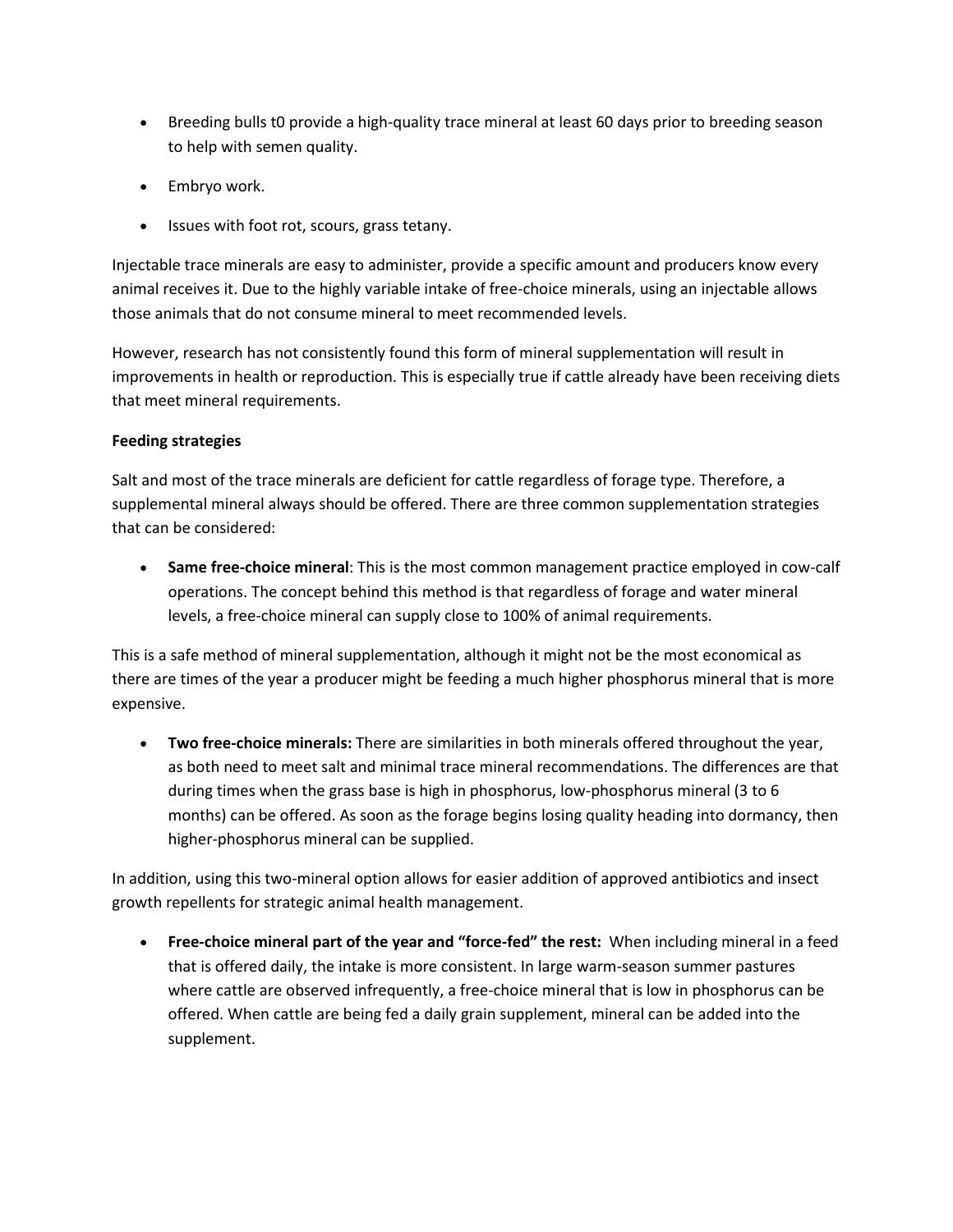- Breeding bulls t0 provide a high-quality trace mineral at least 60 days prior to breeding season to help with semen quality.
- Embryo work.
- Issues with foot rot, scours, grass tetany.

Injectable trace minerals are easy to administer, provide a specific amount and producers know every animal receives it. Due to the highly variable intake of free-choice minerals, using an injectable allows those animals that do not consume mineral to meet recommended levels.

However, research has not consistently found this form of mineral supplementation will result in improvements in health or reproduction. This is especially true if cattle already have been receiving diets that meet mineral requirements.

**Feeding strategies**

Salt and most of the trace minerals are deficient for cattle regardless of forage type. Therefore, a supplemental mineral always should be offered. There are three common supplementation strategies that can be considered:

- **Same free-choice mineral**: This is the most common management practice employed in cow-calf operations. The concept behind this method is that regardless of forage and water mineral levels, a free-choice mineral can supply close to 100% of animal requirements.

This is a safe method of mineral supplementation, although it might not be the most economical as there are times of the year a producer might be feeding a much higher phosphorus mineral that is more expensive.

- **Two free-choice minerals:** There are similarities in both minerals offered throughout the year, as both need to meet salt and minimal trace mineral recommendations. The differences are that during times when the grass base is high in phosphorus, low-phosphorus mineral (3 to 6 months) can be offered. As soon as the forage begins losing quality heading into dormancy, then higher-phosphorus mineral can be supplied.

In addition, using this two-mineral option allows for easier addition of approved antibiotics and insect growth repellents for strategic animal health management.

- **Free-choice mineral part of the year and "force-fed" the rest:** When including mineral in a feed that is offered daily, the intake is more consistent. In large warm-season summer pastures where cattle are observed infrequently, a free-choice mineral that is low in phosphorus can be offered. When cattle are being fed a daily grain supplement, mineral can be added into the supplement.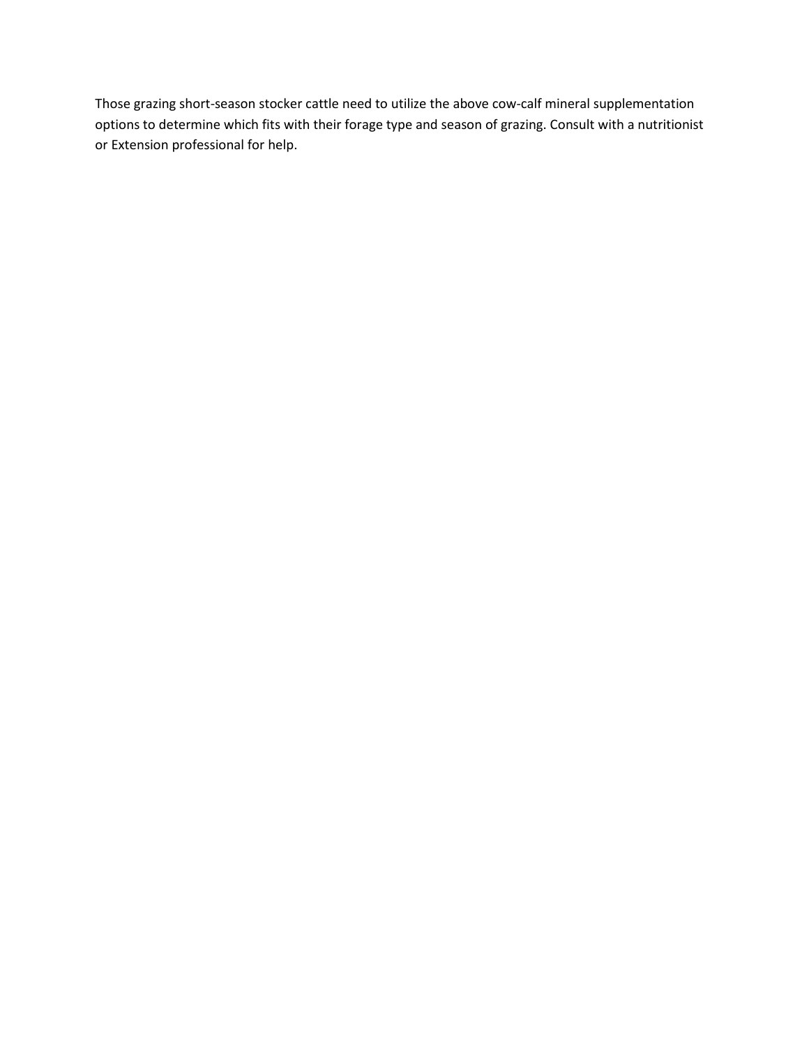Those grazing short-season stocker cattle need to utilize the above cow-calf mineral supplementation options to determine which fits with their forage type and season of grazing. Consult with a nutritionist or Extension professional for help.